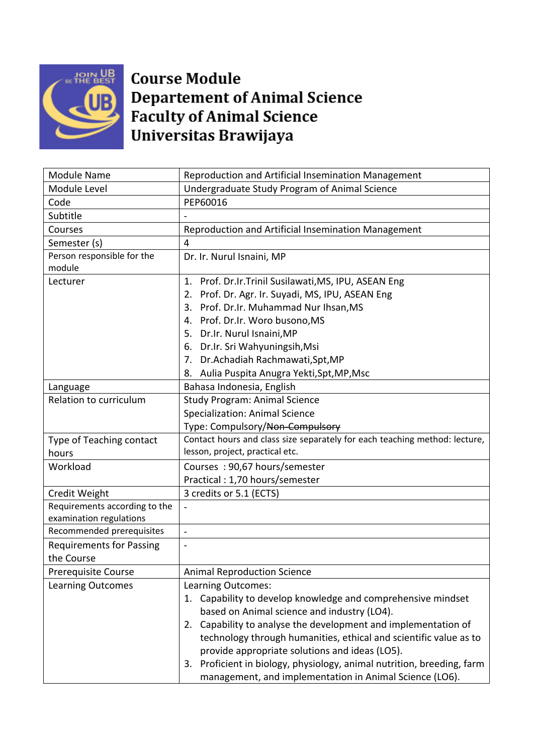# Course Module
# Departement of Animal Science
# Faculty of Animal Science
# Universitas Brawijaya

| Module Name | Reproduction and Artificial Insemination Management |
|---|---|
| Module Level | Undergraduate Study Program of Animal Science |
| Code | PEP60016 |
| Subtitle | - |
| Courses | Reproduction and Artificial Insemination Management |
| Semester (s) | 4 |
| Person responsible for the module | Dr. Ir. Nurul Isnaini, MP |
| Lecturer | 1. Prof. Dr.Ir.Trinil Susilawati,MS, IPU, ASEAN Eng<br>2. Prof. Dr. Agr. Ir. Suyadi, MS, IPU, ASEAN Eng<br>3. Prof. Dr.Ir. Muhammad Nur Ihsan,MS<br>4. Prof. Dr.Ir. Woro busono,MS<br>5. Dr.Ir. Nurul Isnaini,MP<br>6. Dr.Ir. Sri Wahyuningsih,Msi<br>7. Dr.Achadiah Rachmawati,Spt,MP<br>8. Aulia Puspita Anugra Yekti,Spt,MP,Msc |
| Language | Bahasa Indonesia, English |
| Relation to curriculum | Study Program: Animal Science<br>Specialization: Animal Science<br>Type: Compulsory/~~Non-Compulsory~~ |
| Type of Teaching contact hours | Contact hours and class size separately for each teaching method: lecture, lesson, project, practical etc. |
| Workload | Courses : 90,67 hours/semester<br>Practical : 1,70 hours/semester |
| Credit Weight | 3 credits or 5.1 (ECTS) |
| Requirements according to the examination regulations | - |
| Recommended prerequisites | - |
| Requirements for Passing the Course | - |
| Prerequisite Course | Animal Reproduction Science |
| Learning Outcomes | Learning Outcomes:<br>1. Capability to develop knowledge and comprehensive mindset based on Animal science and industry (LO4).<br>2. Capability to analyse the development and implementation of technology through humanities, ethical and scientific value as to provide appropriate solutions and ideas (LO5).<br>3. Proficient in biology, physiology, animal nutrition, breeding, farm management, and implementation in Animal Science (LO6). |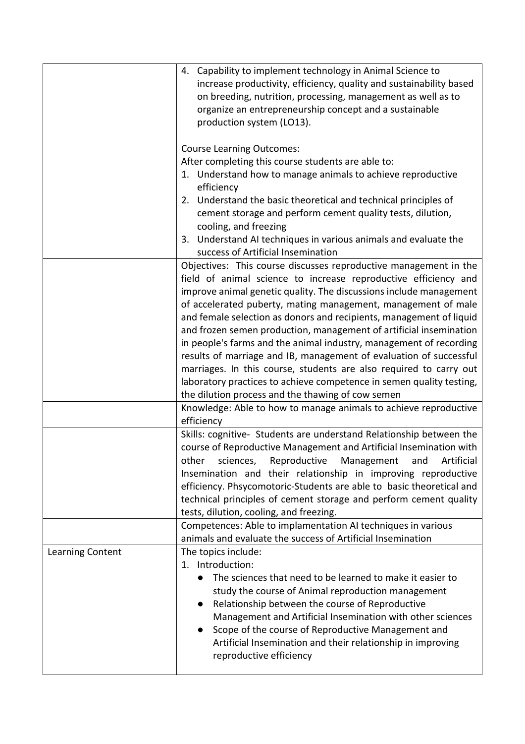| | |
|---|---|
| | 4. Capability to implement technology in Animal Science to increase productivity, efficiency, quality and sustainability based on breeding, nutrition, processing, management as well as to organize an entrepreneurship concept and a sustainable production system (LO13).<br><br>Course Learning Outcomes:<br>After completing this course students are able to:<br>1. Understand how to manage animals to achieve reproductive efficiency<br>2. Understand the basic theoretical and technical principles of cement storage and perform cement quality tests, dilution, cooling, and freezing<br>3. Understand AI techniques in various animals and evaluate the success of Artificial Insemination |
| | Objectives: This course discusses reproductive management in the field of animal science to increase reproductive efficiency and improve animal genetic quality. The discussions include management of accelerated puberty, mating management, management of male and female selection as donors and recipients, management of liquid and frozen semen production, management of artificial insemination in people's farms and the animal industry, management of recording results of marriage and IB, management of evaluation of successful marriages. In this course, students are also required to carry out laboratory practices to achieve competence in semen quality testing, the dilution process and the thawing of cow semen |
| | Knowledge: Able to how to manage animals to achieve reproductive efficiency |
| | Skills: cognitive- Students are understand Relationship between the course of Reproductive Management and Artificial Insemination with other sciences, Reproductive Management and Artificial Insemination and their relationship in improving reproductive efficiency. Phsycomotoric-Students are able to basic theoretical and technical principles of cement storage and perform cement quality tests, dilution, cooling, and freezing. |
| | Competences: Able to implementation AI techniques in various animals and evaluate the success of Artificial Insemination |
| Learning Content | The topics include:<br>1. Introduction:<br>● The sciences that need to be learned to make it easier to study the course of Animal reproduction management<br>● Relationship between the course of Reproductive Management and Artificial Insemination with other sciences<br>● Scope of the course of Reproductive Management and Artificial Insemination and their relationship in improving reproductive efficiency |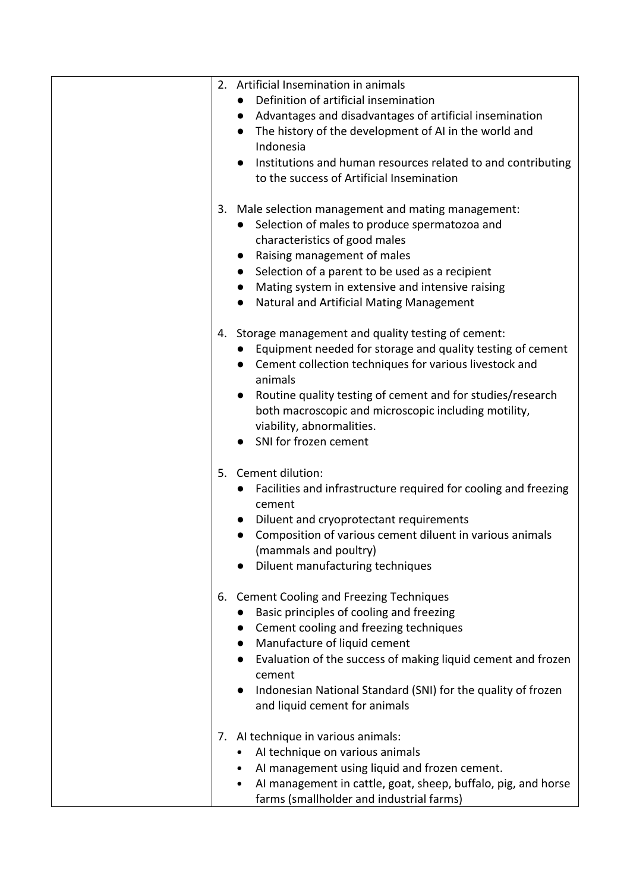| | |
|---|---|
| | 2. Artificial Insemination in animals<br>• Definition of artificial insemination<br>• Advantages and disadvantages of artificial insemination<br>• The history of the development of AI in the world and Indonesia<br>• Institutions and human resources related to and contributing to the success of Artificial Insemination<br><br>3. Male selection management and mating management:<br>• Selection of males to produce spermatozoa and characteristics of good males<br>• Raising management of males<br>• Selection of a parent to be used as a recipient<br>• Mating system in extensive and intensive raising<br>• Natural and Artificial Mating Management<br><br>4. Storage management and quality testing of cement:<br>• Equipment needed for storage and quality testing of cement<br>• Cement collection techniques for various livestock and animals<br>• Routine quality testing of cement and for studies/research both macroscopic and microscopic including motility, viability, abnormalities.<br>• SNI for frozen cement<br><br>5. Cement dilution:<br>• Facilities and infrastructure required for cooling and freezing cement<br>• Diluent and cryoprotectant requirements<br>• Composition of various cement diluent in various animals (mammals and poultry)<br>• Diluent manufacturing techniques<br><br>6. Cement Cooling and Freezing Techniques<br>• Basic principles of cooling and freezing<br>• Cement cooling and freezing techniques<br>• Manufacture of liquid cement<br>• Evaluation of the success of making liquid cement and frozen cement<br>• Indonesian National Standard (SNI) for the quality of frozen and liquid cement for animals<br><br>7. AI technique in various animals:<br>• AI technique on various animals<br>• AI management using liquid and frozen cement.<br>• AI management in cattle, goat, sheep, buffalo, pig, and horse farms (smallholder and industrial farms) |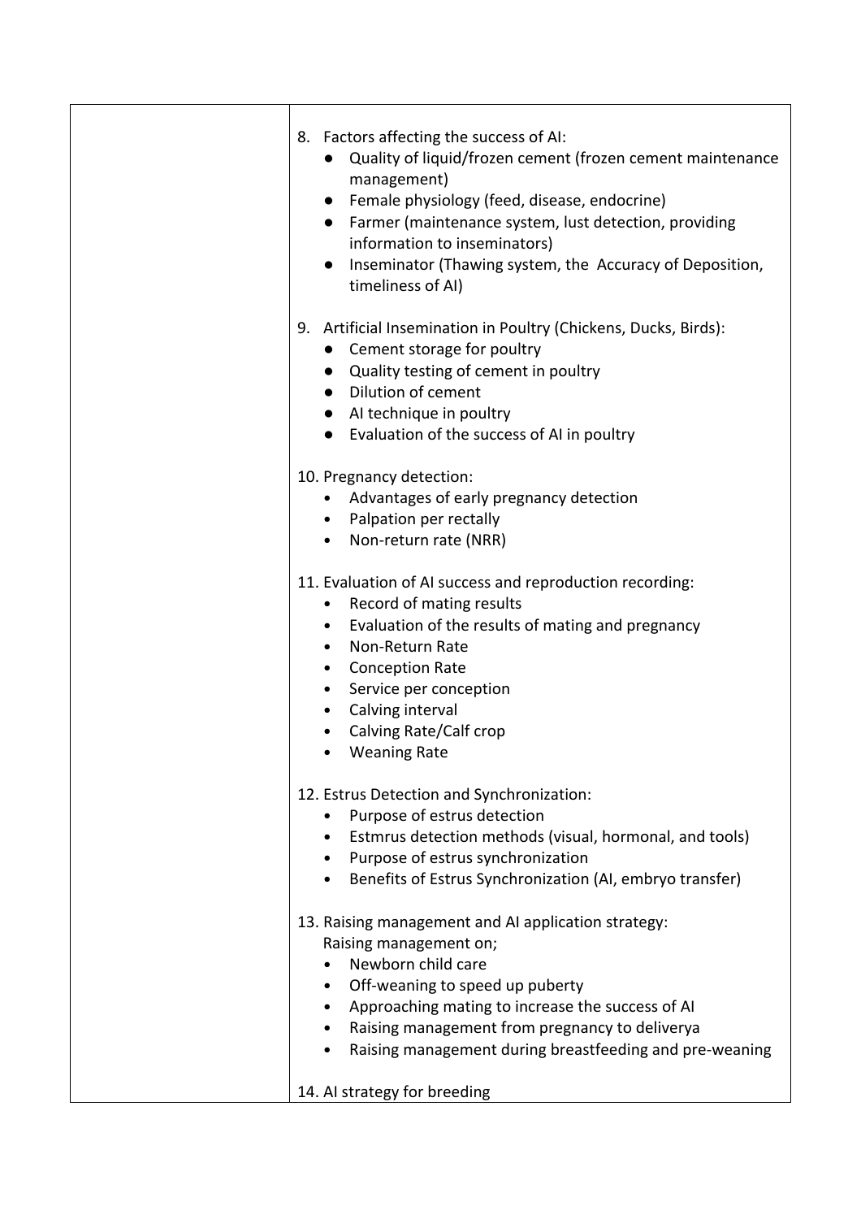| | |
|---|---|
| | 8. Factors affecting the success of AI:<br>● Quality of liquid/frozen cement (frozen cement maintenance management)<br>● Female physiology (feed, disease, endocrine)<br>● Farmer (maintenance system, lust detection, providing information to inseminators)<br>● Inseminator (Thawing system, the Accuracy of Deposition, timeliness of AI)<br><br>9. Artificial Insemination in Poultry (Chickens, Ducks, Birds):<br>● Cement storage for poultry<br>● Quality testing of cement in poultry<br>● Dilution of cement<br>● AI technique in poultry<br>● Evaluation of the success of AI in poultry<br><br>10. Pregnancy detection:<br>• Advantages of early pregnancy detection<br>• Palpation per rectally<br>• Non-return rate (NRR)<br><br>11. Evaluation of AI success and reproduction recording:<br>• Record of mating results<br>• Evaluation of the results of mating and pregnancy<br>• Non-Return Rate<br>• Conception Rate<br>• Service per conception<br>• Calving interval<br>• Calving Rate/Calf crop<br>• Weaning Rate<br><br>12. Estrus Detection and Synchronization:<br>• Purpose of estrus detection<br>• Estmrus detection methods (visual, hormonal, and tools)<br>• Purpose of estrus synchronization<br>• Benefits of Estrus Synchronization (AI, embryo transfer)<br><br>13. Raising management and AI application strategy:<br>Raising management on;<br>• Newborn child care<br>• Off-weaning to speed up puberty<br>• Approaching mating to increase the success of AI<br>• Raising management from pregnancy to deliverya<br>• Raising management during breastfeeding and pre-weaning<br><br>14. AI strategy for breeding |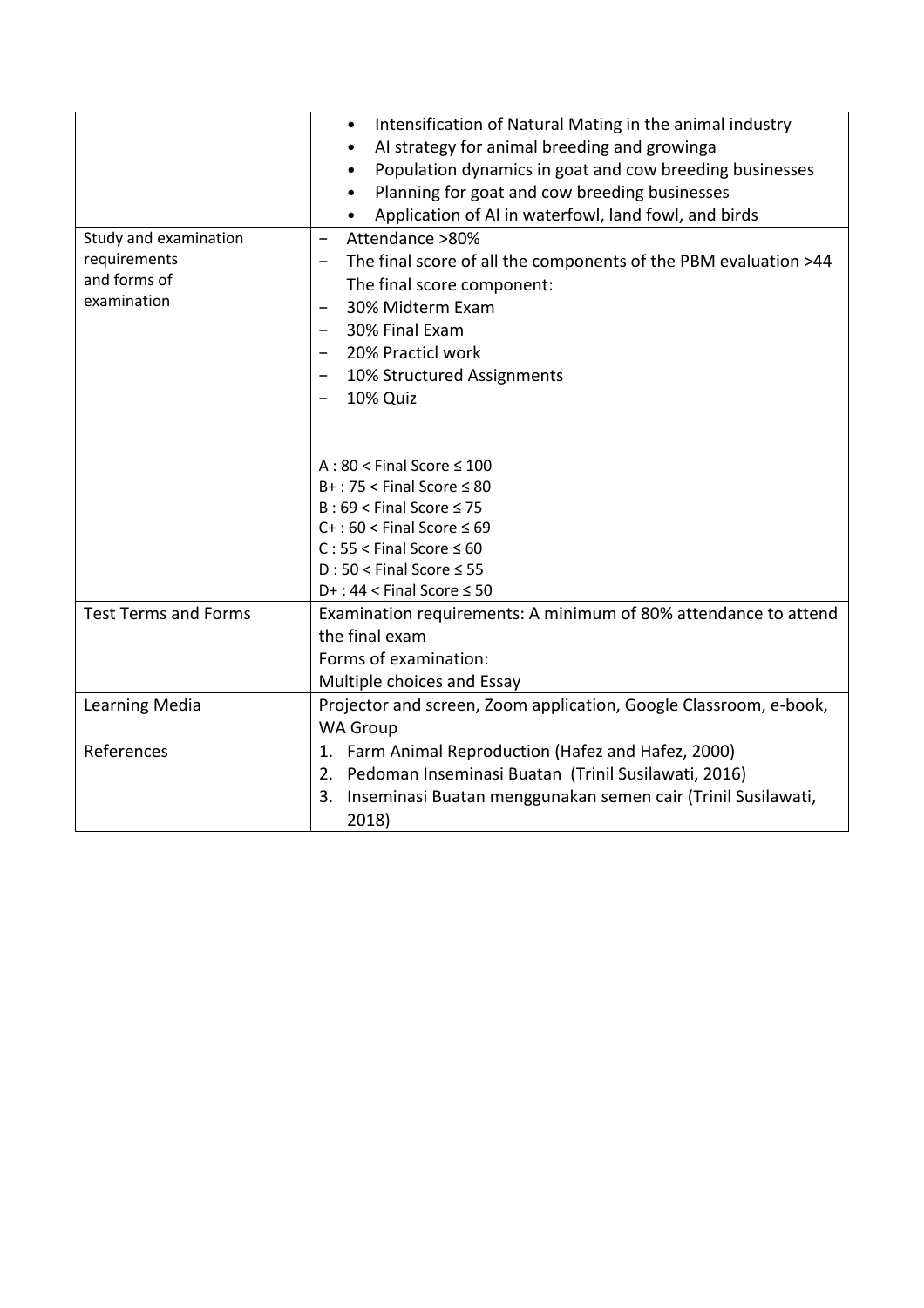| | |
|---|---|
| | • Intensification of Natural Mating in the animal industry<br>• AI strategy for animal breeding and growinga<br>• Population dynamics in goat and cow breeding businesses<br>• Planning for goat and cow breeding businesses<br>• Application of AI in waterfowl, land fowl, and birds |
| Study and examination requirements and forms of examination | − Attendance >80%<br>− The final score of all the components of the PBM evaluation >44<br>The final score component:<br>− 30% Midterm Exam<br>− 30% Final Exam<br>− 20% Practicl work<br>− 10% Structured Assignments<br>− 10% Quiz<br><br>A : 80 < Final Score ≤ 100<br>B+ : 75 < Final Score ≤ 80<br>B : 69 < Final Score ≤ 75<br>C+ : 60 < Final Score ≤ 69<br>C : 55 < Final Score ≤ 60<br>D : 50 < Final Score ≤ 55<br>D+ : 44 < Final Score ≤ 50 |
| Test Terms and Forms | Examination requirements: A minimum of 80% attendance to attend the final exam<br>Forms of examination:<br>Multiple choices and Essay |
| Learning Media | Projector and screen, Zoom application, Google Classroom, e-book, WA Group |
| References | 1. Farm Animal Reproduction (Hafez and Hafez, 2000)<br>2. Pedoman Inseminasi Buatan (Trinil Susilawati, 2016)<br>3. Inseminasi Buatan menggunakan semen cair (Trinil Susilawati, 2018) |